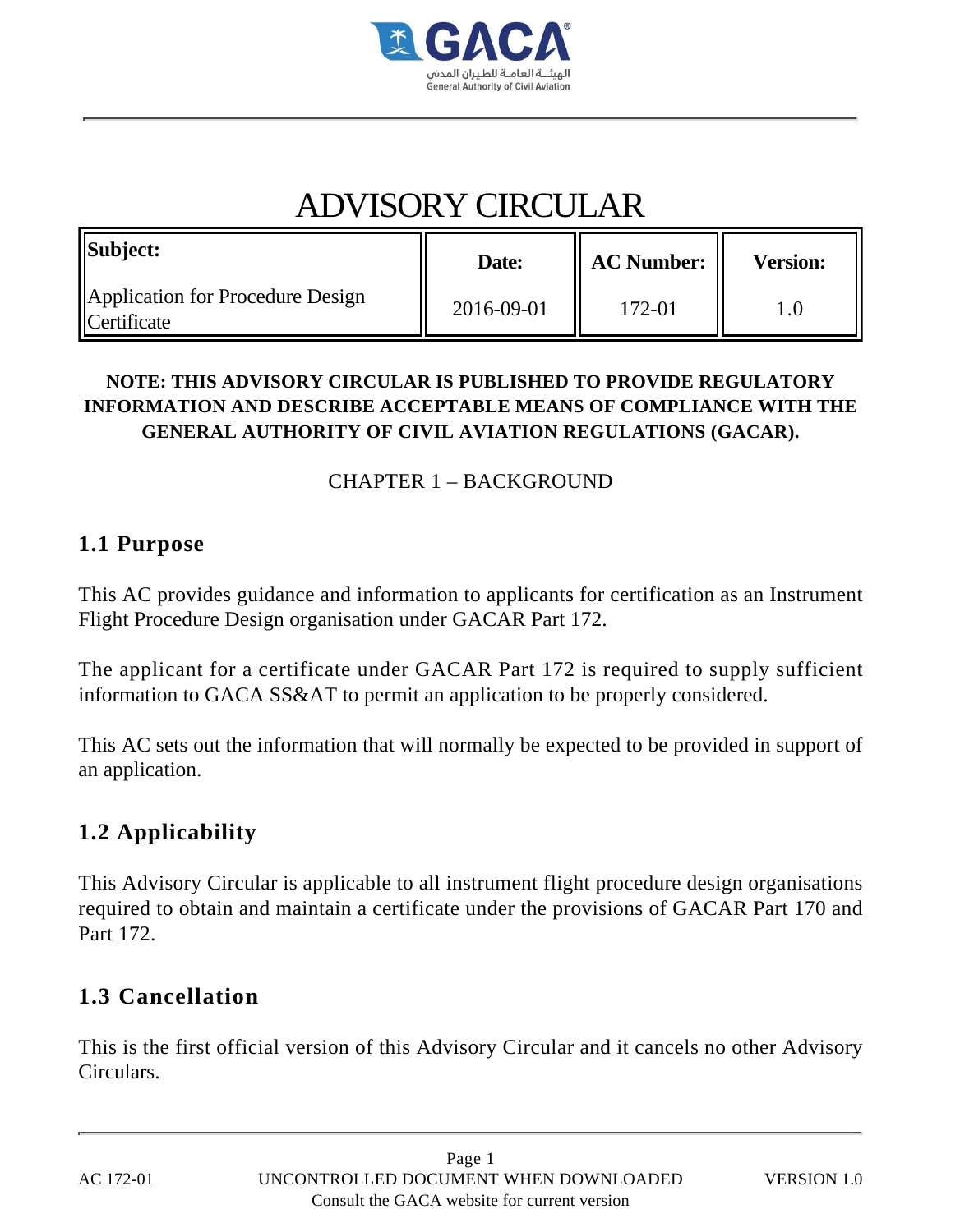# ADVISORY CIRCULAR

| **Subject:**<br>Application for Procedure Design Certificate | **Date:**<br>2016-09-01 | **AC Number:**<br>172-01 | **Version:**<br>1.0 |
|---|---|---|---|

**NOTE: THIS ADVISORY CIRCULAR IS PUBLISHED TO PROVIDE REGULATORY INFORMATION AND DESCRIBE ACCEPTABLE MEANS OF COMPLIANCE WITH THE GENERAL AUTHORITY OF CIVIL AVIATION REGULATIONS (GACAR).**

## CHAPTER 1 – BACKGROUND

### 1.1 Purpose

This AC provides guidance and information to applicants for certification as an Instrument Flight Procedure Design organisation under GACAR Part 172.

The applicant for a certificate under GACAR Part 172 is required to supply sufficient information to GACA SS&AT to permit an application to be properly considered.

This AC sets out the information that will normally be expected to be provided in support of an application.

### 1.2 Applicability

This Advisory Circular is applicable to all instrument flight procedure design organisations required to obtain and maintain a certificate under the provisions of GACAR Part 170 and Part 172.

### 1.3 Cancellation

This is the first official version of this Advisory Circular and it cancels no other Advisory Circulars.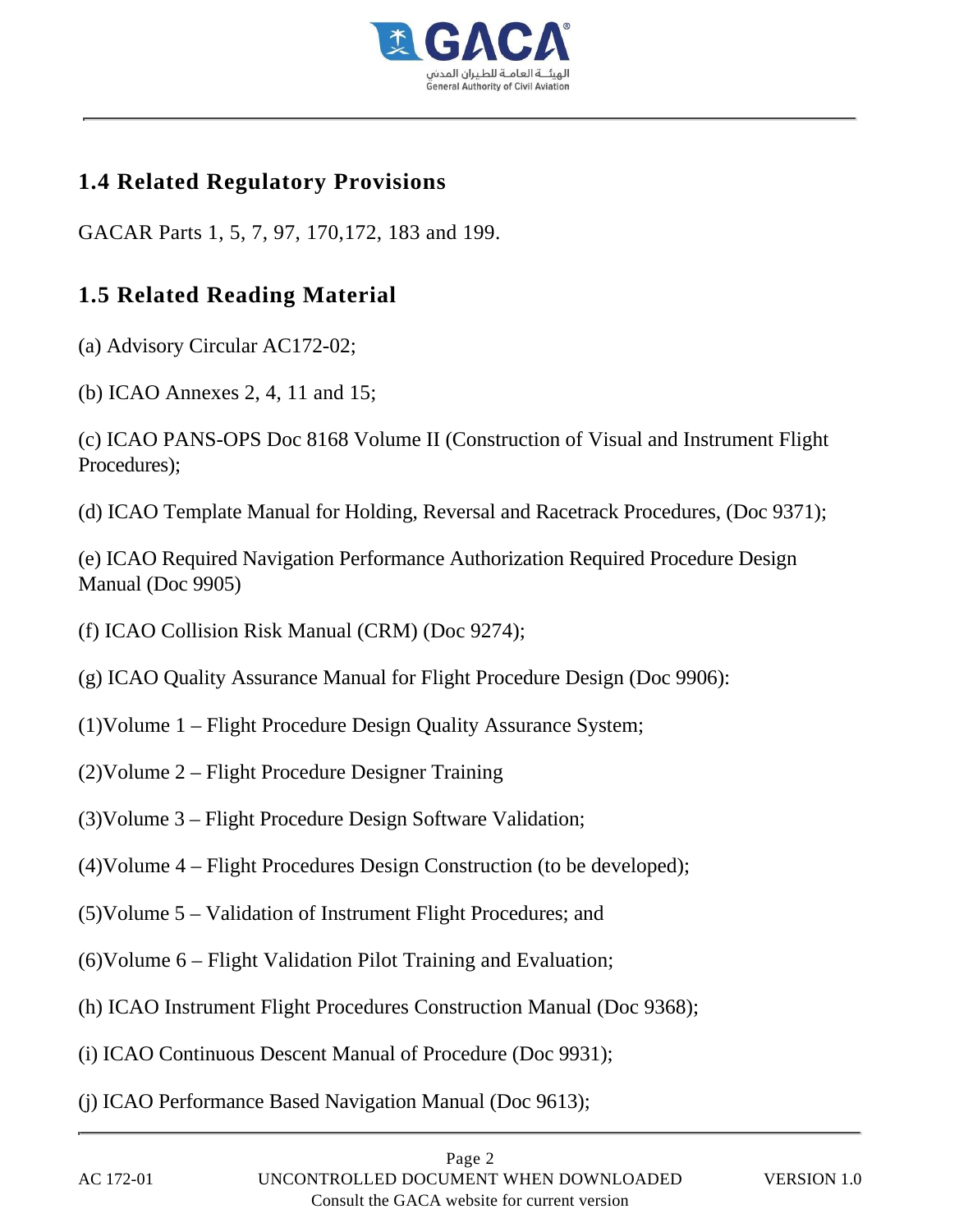## 1.4 Related Regulatory Provisions

GACAR Parts 1, 5, 7, 97, 170,172, 183 and 199.

## 1.5 Related Reading Material

(a) Advisory Circular AC172-02;

(b) ICAO Annexes 2, 4, 11 and 15;

(c) ICAO PANS-OPS Doc 8168 Volume II (Construction of Visual and Instrument Flight Procedures);

(d) ICAO Template Manual for Holding, Reversal and Racetrack Procedures, (Doc 9371);

(e) ICAO Required Navigation Performance Authorization Required Procedure Design Manual (Doc 9905)

(f) ICAO Collision Risk Manual (CRM) (Doc 9274);

(g) ICAO Quality Assurance Manual for Flight Procedure Design (Doc 9906):

(1)Volume 1 – Flight Procedure Design Quality Assurance System;

(2)Volume 2 – Flight Procedure Designer Training

(3)Volume 3 – Flight Procedure Design Software Validation;

(4)Volume 4 – Flight Procedures Design Construction (to be developed);

(5)Volume 5 – Validation of Instrument Flight Procedures; and

(6)Volume 6 – Flight Validation Pilot Training and Evaluation;

(h) ICAO Instrument Flight Procedures Construction Manual (Doc 9368);

(i) ICAO Continuous Descent Manual of Procedure (Doc 9931);

(j) ICAO Performance Based Navigation Manual (Doc 9613);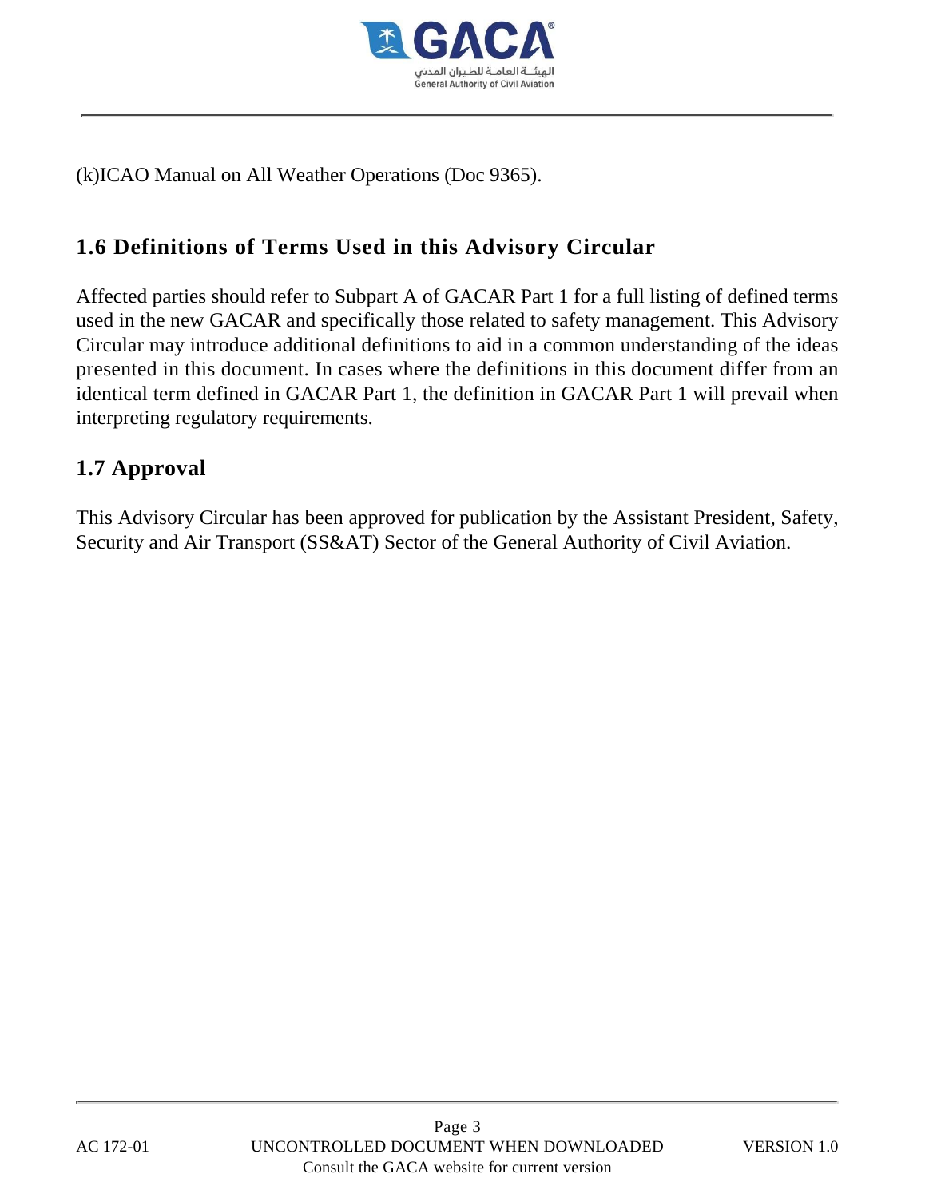(k)ICAO Manual on All Weather Operations (Doc 9365).

## 1.6 Definitions of Terms Used in this Advisory Circular

Affected parties should refer to Subpart A of GACAR Part 1 for a full listing of defined terms used in the new GACAR and specifically those related to safety management. This Advisory Circular may introduce additional definitions to aid in a common understanding of the ideas presented in this document. In cases where the definitions in this document differ from an identical term defined in GACAR Part 1, the definition in GACAR Part 1 will prevail when interpreting regulatory requirements.

## 1.7 Approval

This Advisory Circular has been approved for publication by the Assistant President, Safety, Security and Air Transport (SS&AT) Sector of the General Authority of Civil Aviation.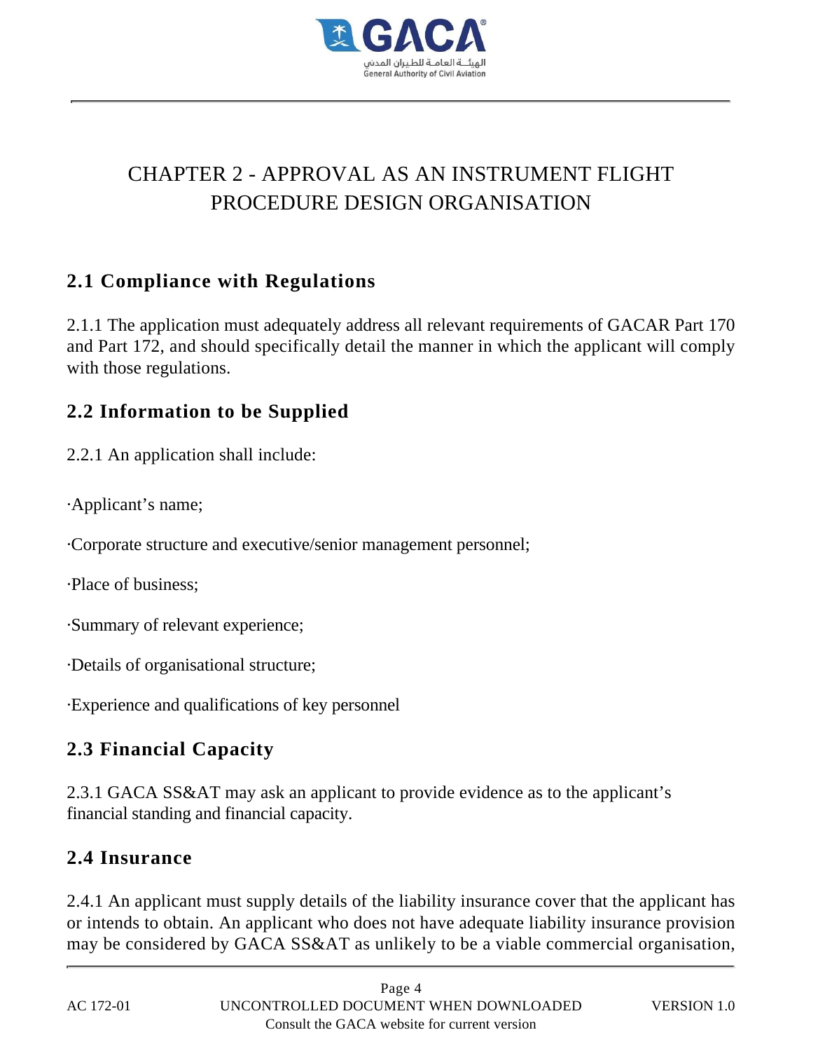# CHAPTER 2 - APPROVAL AS AN INSTRUMENT FLIGHT PROCEDURE DESIGN ORGANISATION

## 2.1 Compliance with Regulations

2.1.1 The application must adequately address all relevant requirements of GACAR Part 170 and Part 172, and should specifically detail the manner in which the applicant will comply with those regulations.

## 2.2 Information to be Supplied

2.2.1 An application shall include:

·Applicant's name;

·Corporate structure and executive/senior management personnel;

·Place of business;

·Summary of relevant experience;

·Details of organisational structure;

·Experience and qualifications of key personnel

## 2.3 Financial Capacity

2.3.1 GACA SS&AT may ask an applicant to provide evidence as to the applicant's financial standing and financial capacity.

## 2.4 Insurance

2.4.1 An applicant must supply details of the liability insurance cover that the applicant has or intends to obtain. An applicant who does not have adequate liability insurance provision may be considered by GACA SS&AT as unlikely to be a viable commercial organisation,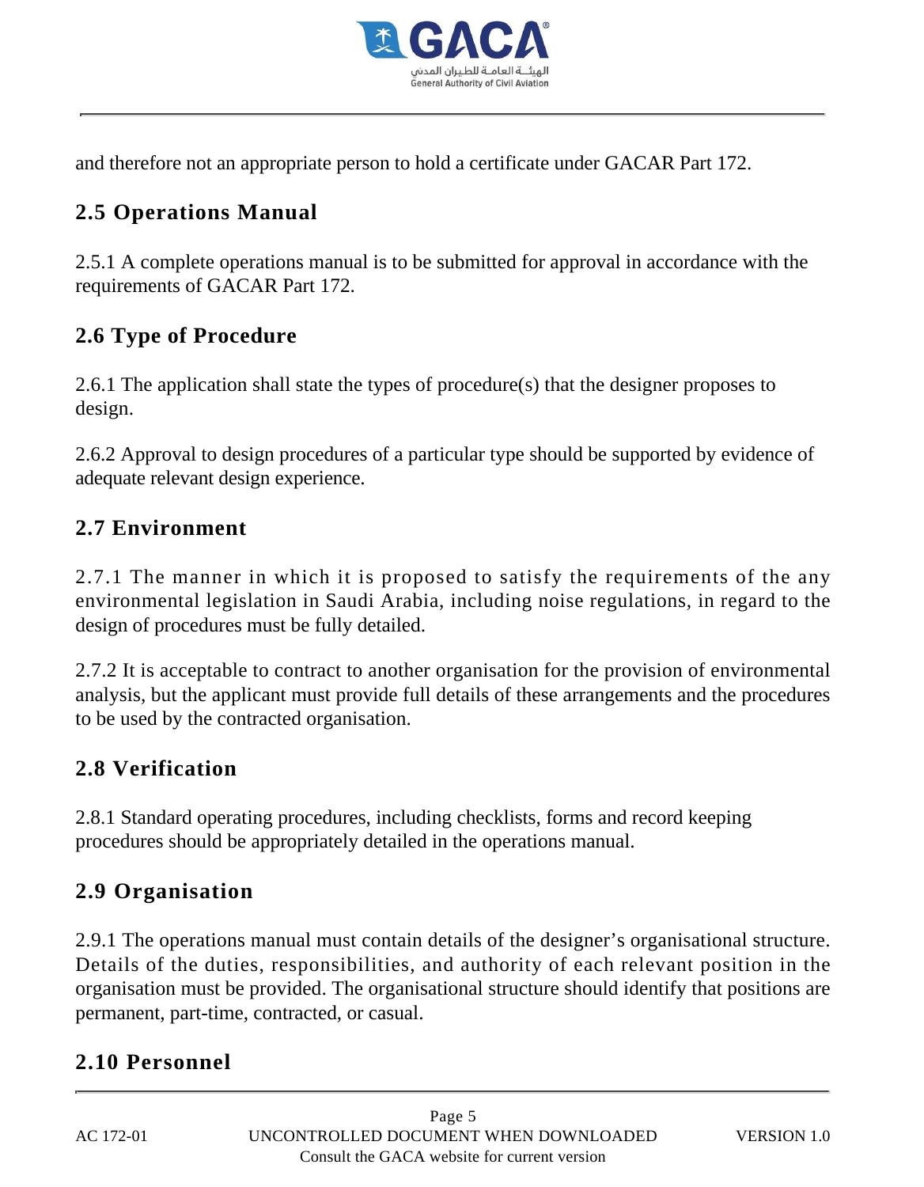and therefore not an appropriate person to hold a certificate under GACAR Part 172.

## 2.5 Operations Manual

2.5.1 A complete operations manual is to be submitted for approval in accordance with the requirements of GACAR Part 172.

## 2.6 Type of Procedure

2.6.1 The application shall state the types of procedure(s) that the designer proposes to design.

2.6.2 Approval to design procedures of a particular type should be supported by evidence of adequate relevant design experience.

## 2.7 Environment

2.7.1 The manner in which it is proposed to satisfy the requirements of the any environmental legislation in Saudi Arabia, including noise regulations, in regard to the design of procedures must be fully detailed.

2.7.2 It is acceptable to contract to another organisation for the provision of environmental analysis, but the applicant must provide full details of these arrangements and the procedures to be used by the contracted organisation.

## 2.8 Verification

2.8.1 Standard operating procedures, including checklists, forms and record keeping procedures should be appropriately detailed in the operations manual.

## 2.9 Organisation

2.9.1 The operations manual must contain details of the designer's organisational structure. Details of the duties, responsibilities, and authority of each relevant position in the organisation must be provided. The organisational structure should identify that positions are permanent, part-time, contracted, or casual.

## 2.10 Personnel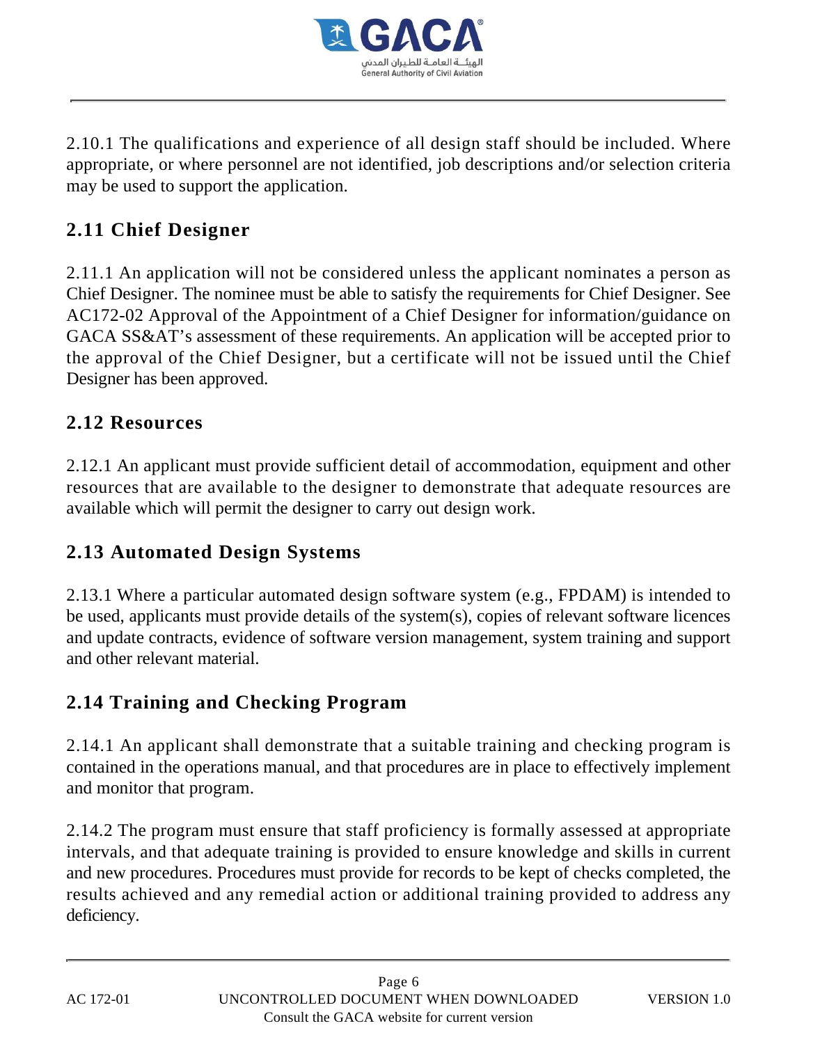2.10.1 The qualifications and experience of all design staff should be included. Where appropriate, or where personnel are not identified, job descriptions and/or selection criteria may be used to support the application.

## 2.11 Chief Designer

2.11.1 An application will not be considered unless the applicant nominates a person as Chief Designer. The nominee must be able to satisfy the requirements for Chief Designer. See AC172-02 Approval of the Appointment of a Chief Designer for information/guidance on GACA SS&AT's assessment of these requirements. An application will be accepted prior to the approval of the Chief Designer, but a certificate will not be issued until the Chief Designer has been approved.

## 2.12 Resources

2.12.1 An applicant must provide sufficient detail of accommodation, equipment and other resources that are available to the designer to demonstrate that adequate resources are available which will permit the designer to carry out design work.

## 2.13 Automated Design Systems

2.13.1 Where a particular automated design software system (e.g., FPDAM) is intended to be used, applicants must provide details of the system(s), copies of relevant software licences and update contracts, evidence of software version management, system training and support and other relevant material.

## 2.14 Training and Checking Program

2.14.1 An applicant shall demonstrate that a suitable training and checking program is contained in the operations manual, and that procedures are in place to effectively implement and monitor that program.

2.14.2 The program must ensure that staff proficiency is formally assessed at appropriate intervals, and that adequate training is provided to ensure knowledge and skills in current and new procedures. Procedures must provide for records to be kept of checks completed, the results achieved and any remedial action or additional training provided to address any deficiency.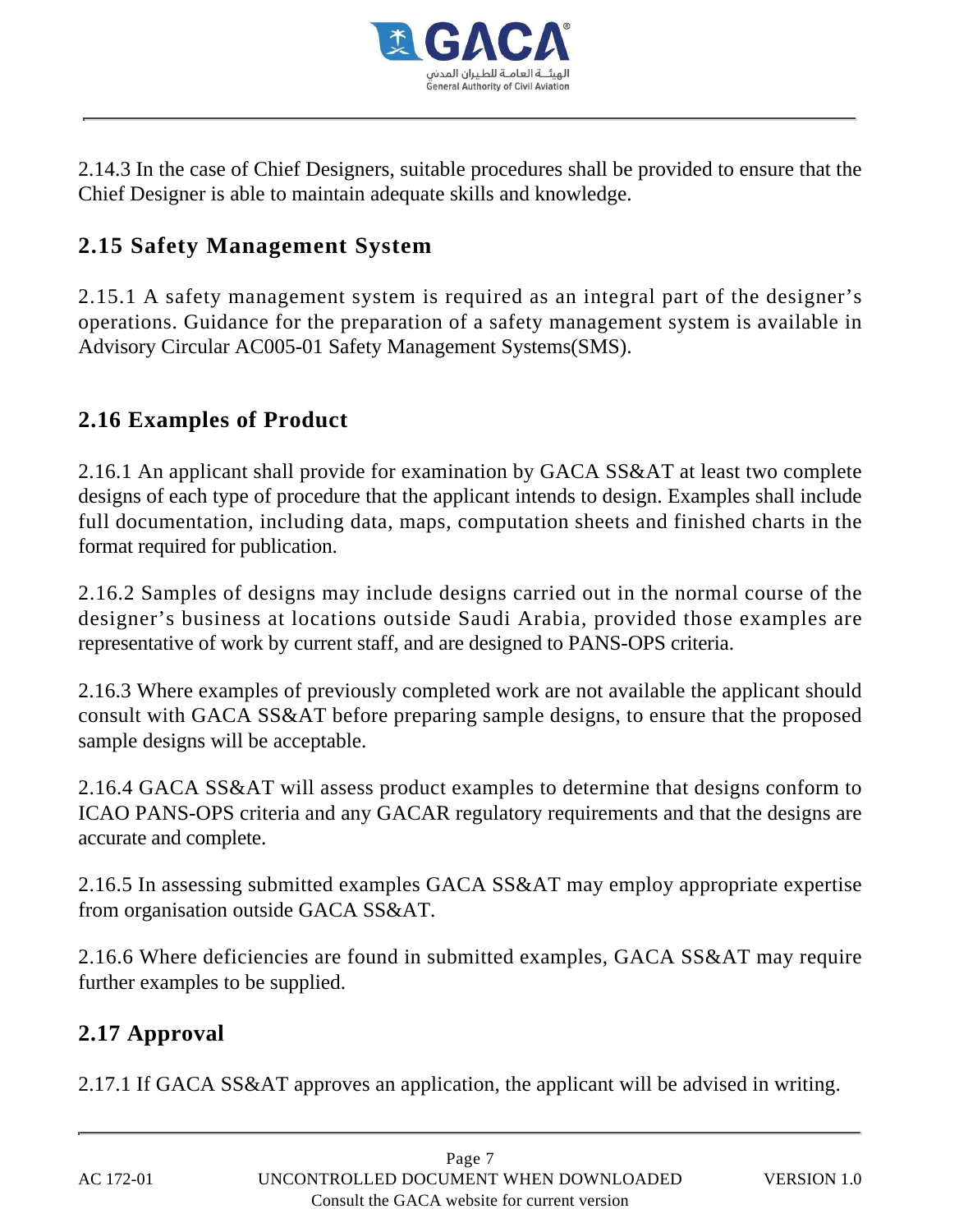2.14.3 In the case of Chief Designers, suitable procedures shall be provided to ensure that the Chief Designer is able to maintain adequate skills and knowledge.

## 2.15 Safety Management System

2.15.1 A safety management system is required as an integral part of the designer's operations. Guidance for the preparation of a safety management system is available in Advisory Circular AC005-01 Safety Management Systems(SMS).

## 2.16 Examples of Product

2.16.1 An applicant shall provide for examination by GACA SS&AT at least two complete designs of each type of procedure that the applicant intends to design. Examples shall include full documentation, including data, maps, computation sheets and finished charts in the format required for publication.

2.16.2 Samples of designs may include designs carried out in the normal course of the designer's business at locations outside Saudi Arabia, provided those examples are representative of work by current staff, and are designed to PANS-OPS criteria.

2.16.3 Where examples of previously completed work are not available the applicant should consult with GACA SS&AT before preparing sample designs, to ensure that the proposed sample designs will be acceptable.

2.16.4 GACA SS&AT will assess product examples to determine that designs conform to ICAO PANS-OPS criteria and any GACAR regulatory requirements and that the designs are accurate and complete.

2.16.5 In assessing submitted examples GACA SS&AT may employ appropriate expertise from organisation outside GACA SS&AT.

2.16.6 Where deficiencies are found in submitted examples, GACA SS&AT may require further examples to be supplied.

## 2.17 Approval

2.17.1 If GACA SS&AT approves an application, the applicant will be advised in writing.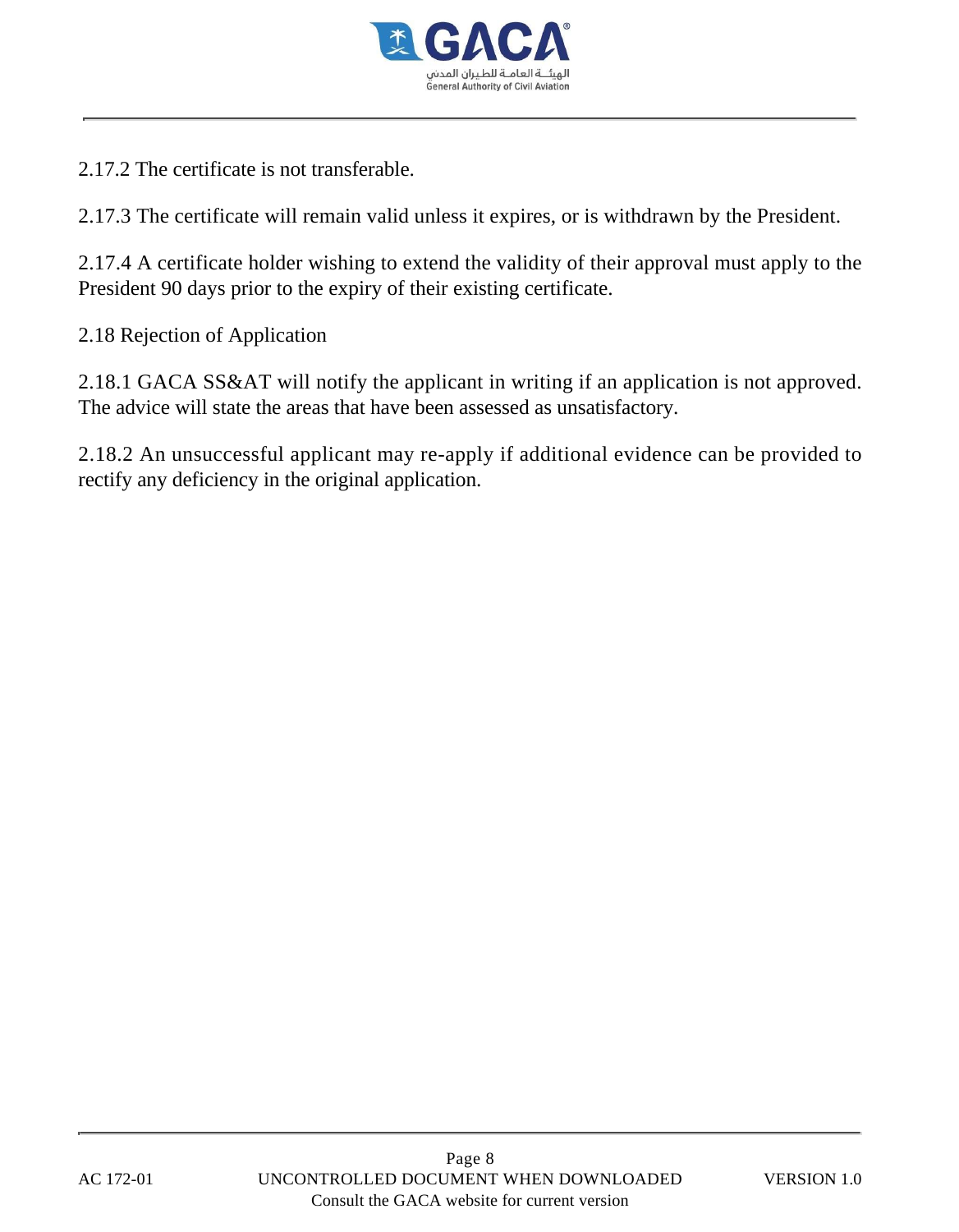2.17.2 The certificate is not transferable.

2.17.3 The certificate will remain valid unless it expires, or is withdrawn by the President.

2.17.4 A certificate holder wishing to extend the validity of their approval must apply to the President 90 days prior to the expiry of their existing certificate.

## 2.18 Rejection of Application

2.18.1 GACA SS&AT will notify the applicant in writing if an application is not approved. The advice will state the areas that have been assessed as unsatisfactory.

2.18.2 An unsuccessful applicant may re-apply if additional evidence can be provided to rectify any deficiency in the original application.